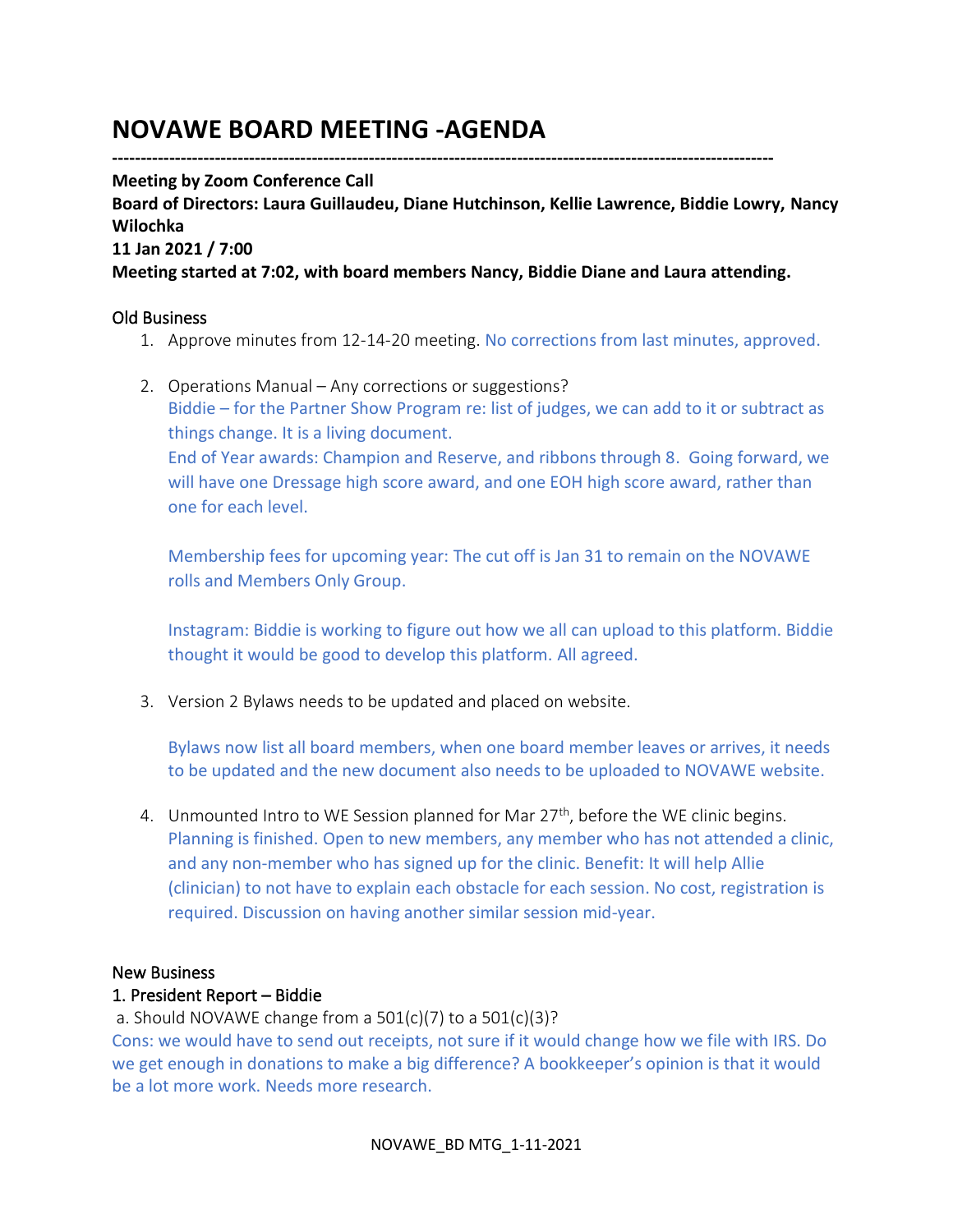# NOVAWE BOARD MEETING -AGENDA

---

**Meeting by Zoom Conference Call**
**Board of Directors: Laura Guillaudeu, Diane Hutchinson, Kellie Lawrence, Biddie Lowry, Nancy Wilochka**
**11 Jan 2021 / 7:00**
**Meeting started at 7:02, with board members Nancy, Biddie Diane and Laura attending.**

## Old Business

1. Approve minutes from 12-14-20 meeting. No corrections from last minutes, approved.

2. Operations Manual – Any corrections or suggestions?
   Biddie – for the Partner Show Program re: list of judges, we can add to it or subtract as things change. It is a living document.
   End of Year awards: Champion and Reserve, and ribbons through 8. Going forward, we will have one Dressage high score award, and one EOH high score award, rather than one for each level.

   Membership fees for upcoming year: The cut off is Jan 31 to remain on the NOVAWE rolls and Members Only Group.

   Instagram: Biddie is working to figure out how we all can upload to this platform. Biddie thought it would be good to develop this platform. All agreed.

3. Version 2 Bylaws needs to be updated and placed on website.

   Bylaws now list all board members, when one board member leaves or arrives, it needs to be updated and the new document also needs to be uploaded to NOVAWE website.

4. Unmounted Intro to WE Session planned for Mar 27th, before the WE clinic begins.
   Planning is finished. Open to new members, any member who has not attended a clinic, and any non-member who has signed up for the clinic. Benefit: It will help Allie (clinician) to not have to explain each obstacle for each session. No cost, registration is required. Discussion on having another similar session mid-year.

## New Business

### 1. President Report – Biddie

a. Should NOVAWE change from a 501(c)(7) to a 501(c)(3)?
Cons: we would have to send out receipts, not sure if it would change how we file with IRS. Do we get enough in donations to make a big difference? A bookkeeper's opinion is that it would be a lot more work. Needs more research.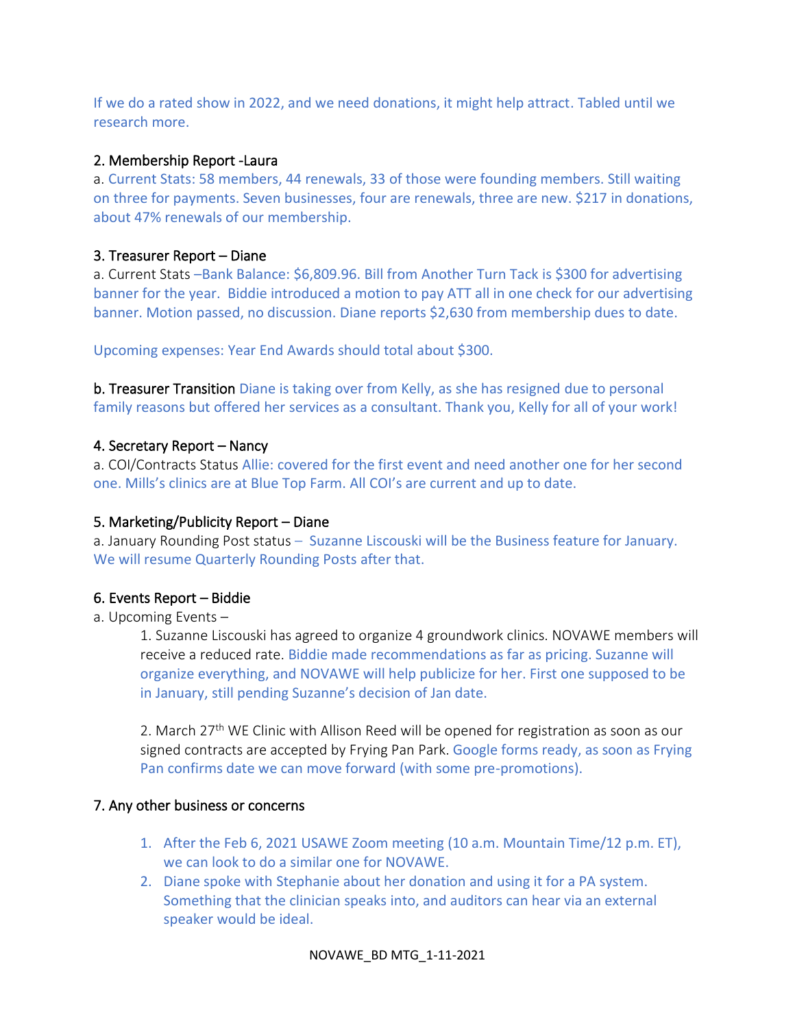If we do a rated show in 2022, and we need donations, it might help attract. Tabled until we research more.

## 2. Membership Report -Laura

a. Current Stats: 58 members, 44 renewals, 33 of those were founding members. Still waiting on three for payments. Seven businesses, four are renewals, three are new. $217 in donations, about 47% renewals of our membership.

## 3. Treasurer Report – Diane

a. Current Stats –Bank Balance: $6,809.96. Bill from Another Turn Tack is $300 for advertising banner for the year. Biddie introduced a motion to pay ATT all in one check for our advertising banner. Motion passed, no discussion. Diane reports $2,630 from membership dues to date.

Upcoming expenses: Year End Awards should total about $300.

b. Treasurer Transition Diane is taking over from Kelly, as she has resigned due to personal family reasons but offered her services as a consultant. Thank you, Kelly for all of your work!

## 4. Secretary Report – Nancy

a. COI/Contracts Status Allie: covered for the first event and need another one for her second one. Mills's clinics are at Blue Top Farm. All COI's are current and up to date.

## 5. Marketing/Publicity Report – Diane

a. January Rounding Post status – Suzanne Liscouski will be the Business feature for January. We will resume Quarterly Rounding Posts after that.

## 6. Events Report – Biddie

a. Upcoming Events –

1. Suzanne Liscouski has agreed to organize 4 groundwork clinics. NOVAWE members will receive a reduced rate. Biddie made recommendations as far as pricing. Suzanne will organize everything, and NOVAWE will help publicize for her. First one supposed to be in January, still pending Suzanne's decision of Jan date.

2. March 27th WE Clinic with Allison Reed will be opened for registration as soon as our signed contracts are accepted by Frying Pan Park. Google forms ready, as soon as Frying Pan confirms date we can move forward (with some pre-promotions).

## 7. Any other business or concerns

1. After the Feb 6, 2021 USAWE Zoom meeting (10 a.m. Mountain Time/12 p.m. ET), we can look to do a similar one for NOVAWE.
2. Diane spoke with Stephanie about her donation and using it for a PA system. Something that the clinician speaks into, and auditors can hear via an external speaker would be ideal.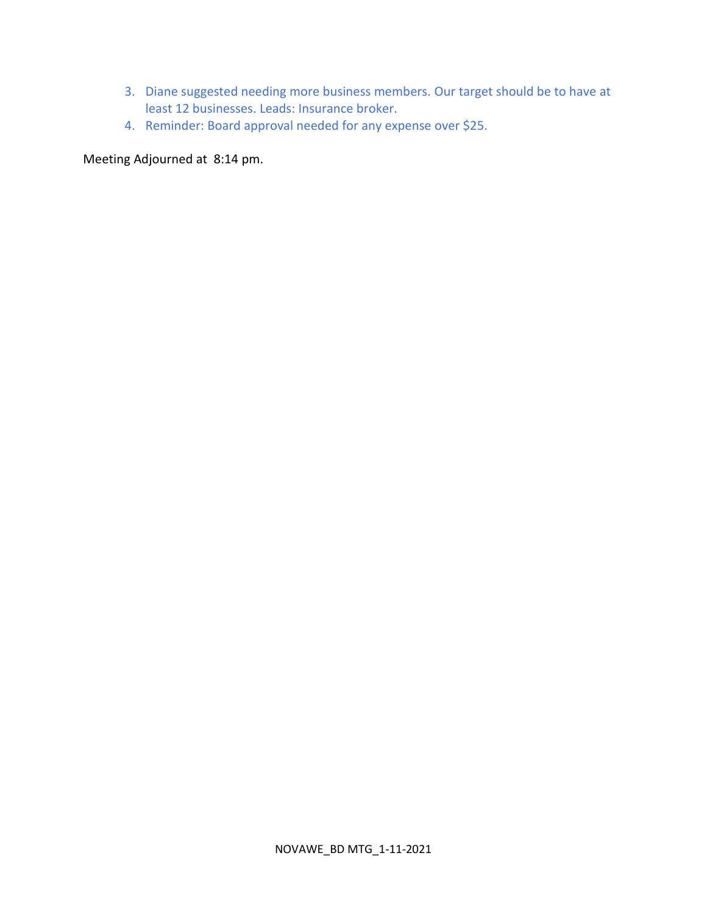3. Diane suggested needing more business members. Our target should be to have at least 12 businesses. Leads: Insurance broker.
4. Reminder: Board approval needed for any expense over $25.

Meeting Adjourned at 8:14 pm.